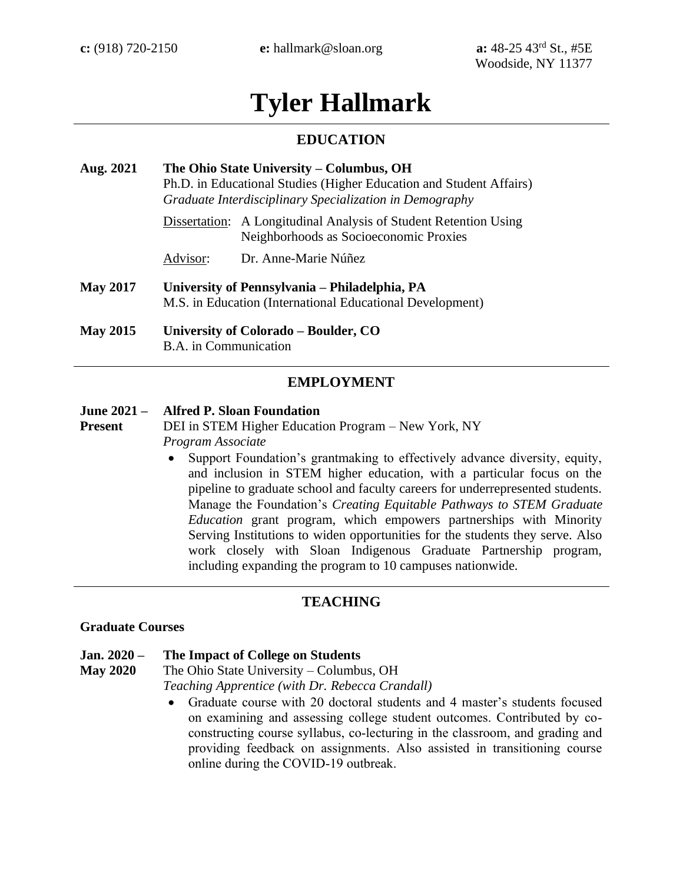**c:** (918) 720-2150 **e:** hallmark@sloan.org **a:** 48-25 43rd St., #5E Woodside, NY 11377

# Tyler Hallmark

## EDUCATION

**Aug. 2021** **The Ohio State University – Columbus, OH**
Ph.D. in Educational Studies (Higher Education and Student Affairs)
*Graduate Interdisciplinary Specialization in Demography*

Dissertation: A Longitudinal Analysis of Student Retention Using Neighborhoods as Socioeconomic Proxies

Advisor: Dr. Anne-Marie Núñez

**May 2017** **University of Pennsylvania – Philadelphia, PA**
M.S. in Education (International Educational Development)

**May 2015** **University of Colorado – Boulder, CO**
B.A. in Communication

## EMPLOYMENT

**June 2021 – Present** **Alfred P. Sloan Foundation**
DEI in STEM Higher Education Program – New York, NY
*Program Associate*

- Support Foundation's grantmaking to effectively advance diversity, equity, and inclusion in STEM higher education, with a particular focus on the pipeline to graduate school and faculty careers for underrepresented students. Manage the Foundation's *Creating Equitable Pathways to STEM Graduate Education* grant program, which empowers partnerships with Minority Serving Institutions to widen opportunities for the students they serve. Also work closely with Sloan Indigenous Graduate Partnership program, including expanding the program to 10 campuses nationwide.

## TEACHING

**Graduate Courses**

**Jan. 2020 – May 2020** **The Impact of College on Students**
The Ohio State University – Columbus, OH
*Teaching Apprentice (with Dr. Rebecca Crandall)*

- Graduate course with 20 doctoral students and 4 master's students focused on examining and assessing college student outcomes. Contributed by co-constructing course syllabus, co-lecturing in the classroom, and grading and providing feedback on assignments. Also assisted in transitioning course online during the COVID-19 outbreak.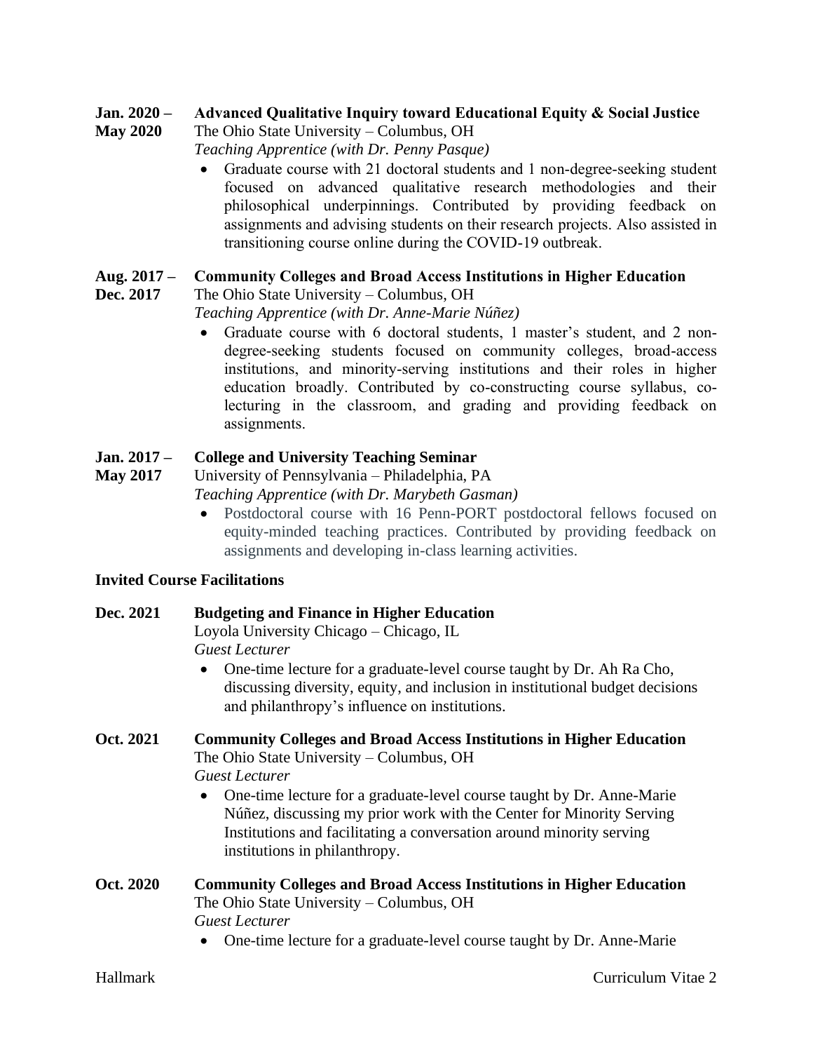**Jan. 2020 – May 2020** **Advanced Qualitative Inquiry toward Educational Equity & Social Justice**
The Ohio State University – Columbus, OH
*Teaching Apprentice (with Dr. Penny Pasque)*

- Graduate course with 21 doctoral students and 1 non-degree-seeking student focused on advanced qualitative research methodologies and their philosophical underpinnings. Contributed by providing feedback on assignments and advising students on their research projects. Also assisted in transitioning course online during the COVID-19 outbreak.

**Aug. 2017 – Dec. 2017** **Community Colleges and Broad Access Institutions in Higher Education**
The Ohio State University – Columbus, OH
*Teaching Apprentice (with Dr. Anne-Marie Núñez)*

- Graduate course with 6 doctoral students, 1 master's student, and 2 non-degree-seeking students focused on community colleges, broad-access institutions, and minority-serving institutions and their roles in higher education broadly. Contributed by co-constructing course syllabus, co-lecturing in the classroom, and grading and providing feedback on assignments.

**Jan. 2017 – May 2017** **College and University Teaching Seminar**
University of Pennsylvania – Philadelphia, PA
*Teaching Apprentice (with Dr. Marybeth Gasman)*

- Postdoctoral course with 16 Penn-PORT postdoctoral fellows focused on equity-minded teaching practices. Contributed by providing feedback on assignments and developing in-class learning activities.

**Invited Course Facilitations**

**Dec. 2021** **Budgeting and Finance in Higher Education**
Loyola University Chicago – Chicago, IL
*Guest Lecturer*

- One-time lecture for a graduate-level course taught by Dr. Ah Ra Cho, discussing diversity, equity, and inclusion in institutional budget decisions and philanthropy's influence on institutions.

**Oct. 2021** **Community Colleges and Broad Access Institutions in Higher Education**
The Ohio State University – Columbus, OH
*Guest Lecturer*

- One-time lecture for a graduate-level course taught by Dr. Anne-Marie Núñez, discussing my prior work with the Center for Minority Serving Institutions and facilitating a conversation around minority serving institutions in philanthropy.

**Oct. 2020** **Community Colleges and Broad Access Institutions in Higher Education**
The Ohio State University – Columbus, OH
*Guest Lecturer*

- One-time lecture for a graduate-level course taught by Dr. Anne-Marie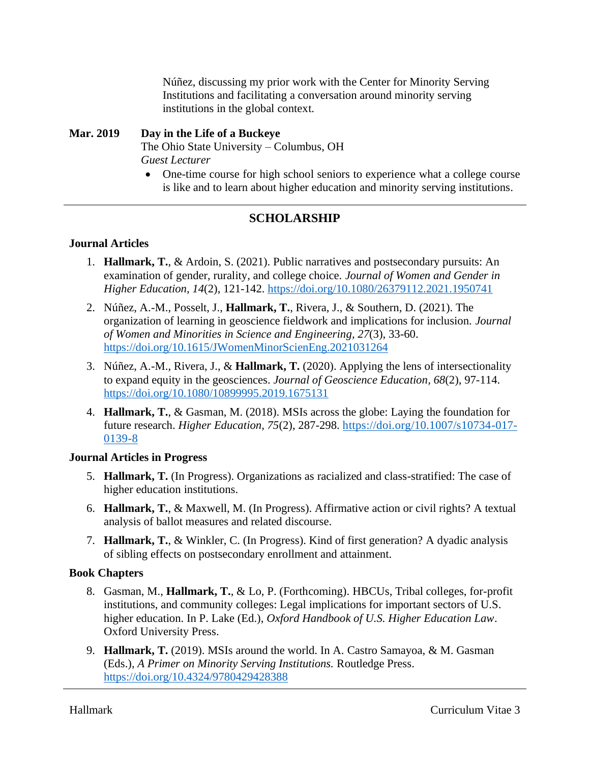Núñez, discussing my prior work with the Center for Minority Serving Institutions and facilitating a conversation around minority serving institutions in the global context.

**Mar. 2019** **Day in the Life of a Buckeye**
The Ohio State University – Columbus, OH
*Guest Lecturer*

- One-time course for high school seniors to experience what a college course is like and to learn about higher education and minority serving institutions.

---

## SCHOLARSHIP

### Journal Articles

1. **Hallmark, T.**, & Ardoin, S. (2021). Public narratives and postsecondary pursuits: An examination of gender, rurality, and college choice. *Journal of Women and Gender in Higher Education, 14*(2), 121-142. https://doi.org/10.1080/26379112.2021.1950741
2. Núñez, A.-M., Posselt, J., **Hallmark, T.**, Rivera, J., & Southern, D. (2021). The organization of learning in geoscience fieldwork and implications for inclusion. *Journal of Women and Minorities in Science and Engineering, 27*(3), 33-60. https://doi.org/10.1615/JWomenMinorScienEng.2021031264
3. Núñez, A.-M., Rivera, J., & **Hallmark, T.** (2020). Applying the lens of intersectionality to expand equity in the geosciences. *Journal of Geoscience Education*, *68*(2), 97-114. https://doi.org/10.1080/10899995.2019.1675131
4. **Hallmark, T.**, & Gasman, M. (2018). MSIs across the globe: Laying the foundation for future research. *Higher Education, 75*(2), 287-298. https://doi.org/10.1007/s10734-017-0139-8

### Journal Articles in Progress

5. **Hallmark, T.** (In Progress). Organizations as racialized and class-stratified: The case of higher education institutions.
6. **Hallmark, T.**, & Maxwell, M. (In Progress). Affirmative action or civil rights? A textual analysis of ballot measures and related discourse.
7. **Hallmark, T.**, & Winkler, C. (In Progress). Kind of first generation? A dyadic analysis of sibling effects on postsecondary enrollment and attainment.

### Book Chapters

8. Gasman, M., **Hallmark, T.**, & Lo, P. (Forthcoming). HBCUs, Tribal colleges, for-profit institutions, and community colleges: Legal implications for important sectors of U.S. higher education. In P. Lake (Ed.), *Oxford Handbook of U.S. Higher Education Law*. Oxford University Press.
9. **Hallmark, T.** (2019). MSIs around the world. In A. Castro Samayoa, & M. Gasman (Eds.), *A Primer on Minority Serving Institutions.* Routledge Press. https://doi.org/10.4324/9780429428388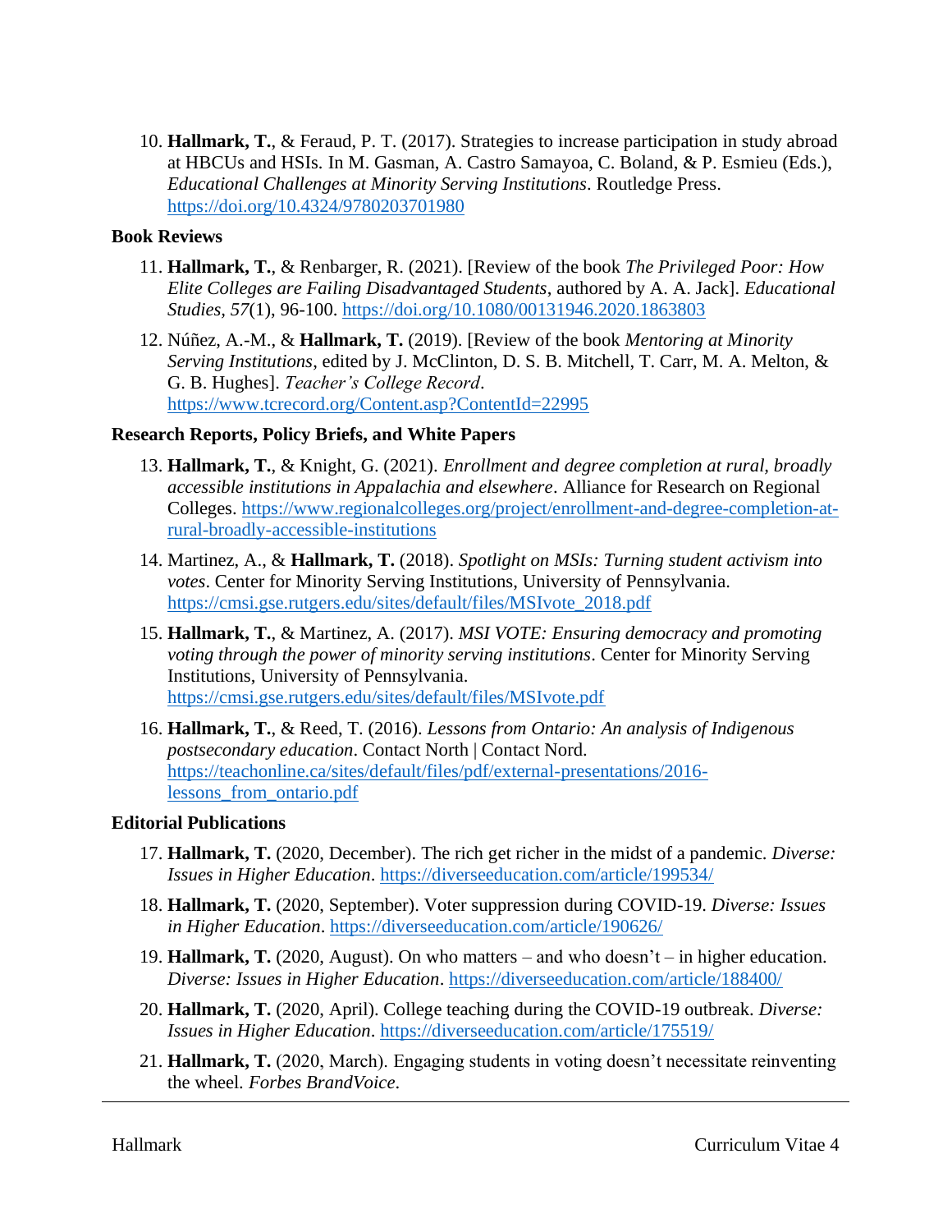10. **Hallmark, T.**, & Feraud, P. T. (2017). Strategies to increase participation in study abroad at HBCUs and HSIs. In M. Gasman, A. Castro Samayoa, C. Boland, & P. Esmieu (Eds.), *Educational Challenges at Minority Serving Institutions*. Routledge Press. https://doi.org/10.4324/9780203701980

### Book Reviews

11. **Hallmark, T.**, & Renbarger, R. (2021). [Review of the book *The Privileged Poor: How Elite Colleges are Failing Disadvantaged Students*, authored by A. A. Jack]. *Educational Studies, 57*(1), 96-100. https://doi.org/10.1080/00131946.2020.1863803

12. Núñez, A.-M., & **Hallmark, T.** (2019). [Review of the book *Mentoring at Minority Serving Institutions*, edited by J. McClinton, D. S. B. Mitchell, T. Carr, M. A. Melton, & G. B. Hughes]. *Teacher's College Record*. https://www.tcrecord.org/Content.asp?ContentId=22995

### Research Reports, Policy Briefs, and White Papers

13. **Hallmark, T.**, & Knight, G. (2021). *Enrollment and degree completion at rural, broadly accessible institutions in Appalachia and elsewhere*. Alliance for Research on Regional Colleges. https://www.regionalcolleges.org/project/enrollment-and-degree-completion-at-rural-broadly-accessible-institutions

14. Martinez, A., & **Hallmark, T.** (2018). *Spotlight on MSIs: Turning student activism into votes*. Center for Minority Serving Institutions, University of Pennsylvania. https://cmsi.gse.rutgers.edu/sites/default/files/MSIvote_2018.pdf

15. **Hallmark, T.**, & Martinez, A. (2017). *MSI VOTE: Ensuring democracy and promoting voting through the power of minority serving institutions*. Center for Minority Serving Institutions, University of Pennsylvania. https://cmsi.gse.rutgers.edu/sites/default/files/MSIvote.pdf

16. **Hallmark, T.**, & Reed, T. (2016). *Lessons from Ontario: An analysis of Indigenous postsecondary education*. Contact North | Contact Nord. https://teachonline.ca/sites/default/files/pdf/external-presentations/2016-lessons_from_ontario.pdf

### Editorial Publications

17. **Hallmark, T.** (2020, December). The rich get richer in the midst of a pandemic. *Diverse: Issues in Higher Education*. https://diverseeducation.com/article/199534/

18. **Hallmark, T.** (2020, September). Voter suppression during COVID-19. *Diverse: Issues in Higher Education*. https://diverseeducation.com/article/190626/

19. **Hallmark, T.** (2020, August). On who matters – and who doesn't – in higher education. *Diverse: Issues in Higher Education*. https://diverseeducation.com/article/188400/

20. **Hallmark, T.** (2020, April). College teaching during the COVID-19 outbreak. *Diverse: Issues in Higher Education*. https://diverseeducation.com/article/175519/

21. **Hallmark, T.** (2020, March). Engaging students in voting doesn't necessitate reinventing the wheel. *Forbes BrandVoice*.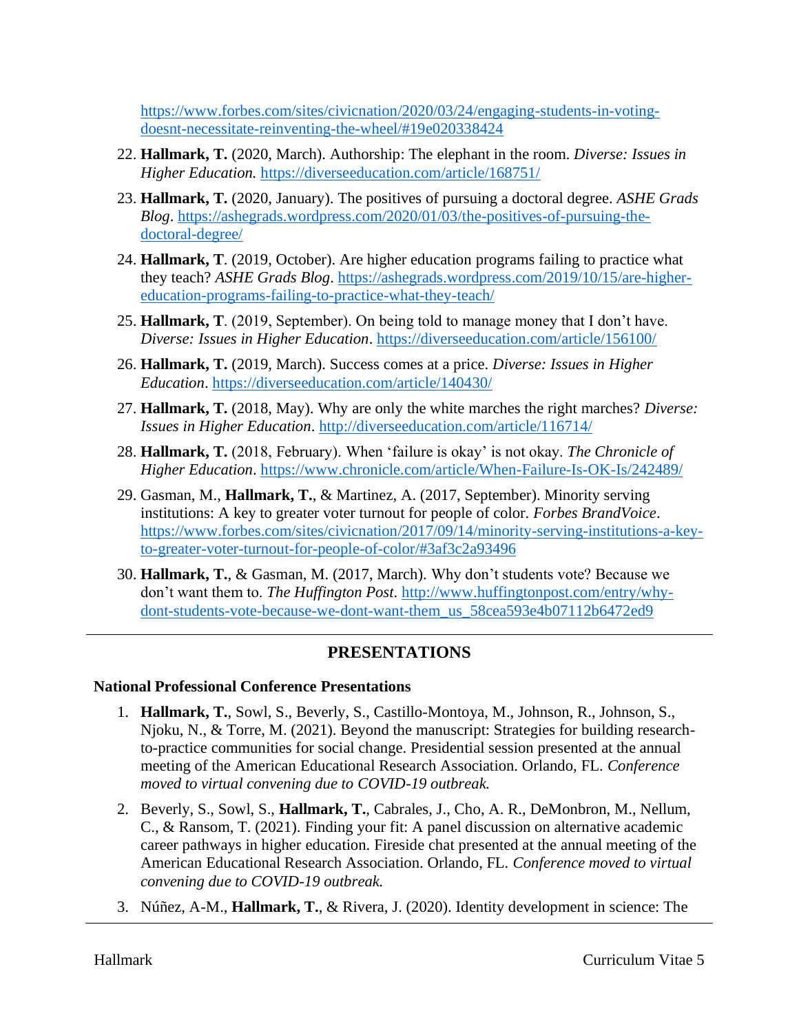https://www.forbes.com/sites/civicnation/2020/03/24/engaging-students-in-voting-doesnt-necessitate-reinventing-the-wheel/#19e020338424

22. **Hallmark, T.** (2020, March). Authorship: The elephant in the room. *Diverse: Issues in Higher Education.* https://diverseeducation.com/article/168751/
23. **Hallmark, T.** (2020, January). The positives of pursuing a doctoral degree. *ASHE Grads Blog*. https://ashegrads.wordpress.com/2020/01/03/the-positives-of-pursuing-the-doctoral-degree/
24. **Hallmark, T**. (2019, October). Are higher education programs failing to practice what they teach? *ASHE Grads Blog*. https://ashegrads.wordpress.com/2019/10/15/are-higher-education-programs-failing-to-practice-what-they-teach/
25. **Hallmark, T**. (2019, September). On being told to manage money that I don't have. *Diverse: Issues in Higher Education*. https://diverseeducation.com/article/156100/
26. **Hallmark, T.** (2019, March). Success comes at a price. *Diverse: Issues in Higher Education*. https://diverseeducation.com/article/140430/
27. **Hallmark, T.** (2018, May). Why are only the white marches the right marches? *Diverse: Issues in Higher Education*. http://diverseeducation.com/article/116714/
28. **Hallmark, T.** (2018, February). When 'failure is okay' is not okay. *The Chronicle of Higher Education*. https://www.chronicle.com/article/When-Failure-Is-OK-Is/242489/
29. Gasman, M., **Hallmark, T.**, & Martinez, A. (2017, September). Minority serving institutions: A key to greater voter turnout for people of color. *Forbes BrandVoice*. https://www.forbes.com/sites/civicnation/2017/09/14/minority-serving-institutions-a-key-to-greater-voter-turnout-for-people-of-color/#3af3c2a93496
30. **Hallmark, T.**, & Gasman, M. (2017, March). Why don't students vote? Because we don't want them to. *The Huffington Post*. http://www.huffingtonpost.com/entry/why-dont-students-vote-because-we-dont-want-them_us_58cea593e4b07112b6472ed9

---

## PRESENTATIONS

### National Professional Conference Presentations

1. **Hallmark, T.**, Sowl, S., Beverly, S., Castillo-Montoya, M., Johnson, R., Johnson, S., Njoku, N., & Torre, M. (2021). Beyond the manuscript: Strategies for building research-to-practice communities for social change. Presidential session presented at the annual meeting of the American Educational Research Association. Orlando, FL. *Conference moved to virtual convening due to COVID-19 outbreak.*
2. Beverly, S., Sowl, S., **Hallmark, T.**, Cabrales, J., Cho, A. R., DeMonbron, M., Nellum, C., & Ransom, T. (2021). Finding your fit: A panel discussion on alternative academic career pathways in higher education. Fireside chat presented at the annual meeting of the American Educational Research Association. Orlando, FL. *Conference moved to virtual convening due to COVID-19 outbreak.*
3. Núñez, A-M., **Hallmark, T.**, & Rivera, J. (2020). Identity development in science: The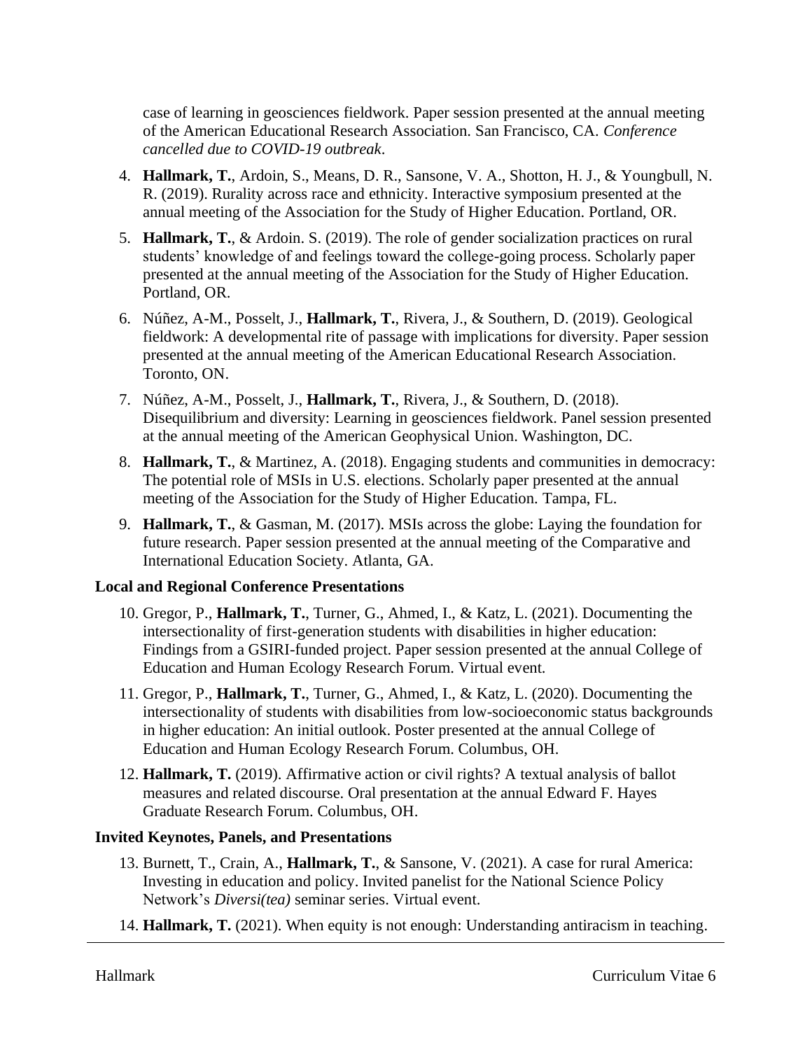case of learning in geosciences fieldwork. Paper session presented at the annual meeting of the American Educational Research Association. San Francisco, CA. *Conference cancelled due to COVID-19 outbreak*.

4. **Hallmark, T.**, Ardoin, S., Means, D. R., Sansone, V. A., Shotton, H. J., & Youngbull, N. R. (2019). Rurality across race and ethnicity. Interactive symposium presented at the annual meeting of the Association for the Study of Higher Education. Portland, OR.
5. **Hallmark, T.**, & Ardoin. S. (2019). The role of gender socialization practices on rural students' knowledge of and feelings toward the college-going process. Scholarly paper presented at the annual meeting of the Association for the Study of Higher Education. Portland, OR.
6. Núñez, A-M., Posselt, J., **Hallmark, T.**, Rivera, J., & Southern, D. (2019). Geological fieldwork: A developmental rite of passage with implications for diversity. Paper session presented at the annual meeting of the American Educational Research Association. Toronto, ON.
7. Núñez, A-M., Posselt, J., **Hallmark, T.**, Rivera, J., & Southern, D. (2018). Disequilibrium and diversity: Learning in geosciences fieldwork. Panel session presented at the annual meeting of the American Geophysical Union. Washington, DC.
8. **Hallmark, T.**, & Martinez, A. (2018). Engaging students and communities in democracy: The potential role of MSIs in U.S. elections. Scholarly paper presented at the annual meeting of the Association for the Study of Higher Education. Tampa, FL.
9. **Hallmark, T.**, & Gasman, M. (2017). MSIs across the globe: Laying the foundation for future research. Paper session presented at the annual meeting of the Comparative and International Education Society. Atlanta, GA.

**Local and Regional Conference Presentations**

10. Gregor, P., **Hallmark, T.**, Turner, G., Ahmed, I., & Katz, L. (2021). Documenting the intersectionality of first-generation students with disabilities in higher education: Findings from a GSIRI-funded project. Paper session presented at the annual College of Education and Human Ecology Research Forum. Virtual event.
11. Gregor, P., **Hallmark, T.**, Turner, G., Ahmed, I., & Katz, L. (2020). Documenting the intersectionality of students with disabilities from low-socioeconomic status backgrounds in higher education: An initial outlook. Poster presented at the annual College of Education and Human Ecology Research Forum. Columbus, OH.
12. **Hallmark, T.** (2019). Affirmative action or civil rights? A textual analysis of ballot measures and related discourse. Oral presentation at the annual Edward F. Hayes Graduate Research Forum. Columbus, OH.

**Invited Keynotes, Panels, and Presentations**

13. Burnett, T., Crain, A., **Hallmark, T.**, & Sansone, V. (2021). A case for rural America: Investing in education and policy. Invited panelist for the National Science Policy Network's *Diversi(tea)* seminar series. Virtual event.
14. **Hallmark, T.** (2021). When equity is not enough: Understanding antiracism in teaching.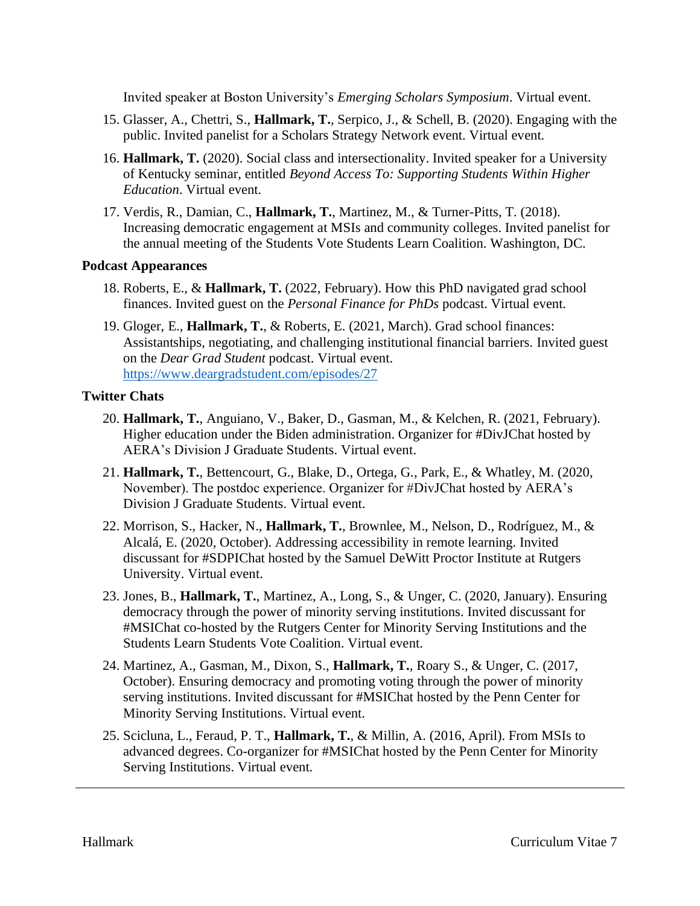Invited speaker at Boston University's *Emerging Scholars Symposium*. Virtual event.

15. Glasser, A., Chettri, S., **Hallmark, T.**, Serpico, J., & Schell, B. (2020). Engaging with the public. Invited panelist for a Scholars Strategy Network event. Virtual event.

16. **Hallmark, T.** (2020). Social class and intersectionality. Invited speaker for a University of Kentucky seminar, entitled *Beyond Access To: Supporting Students Within Higher Education*. Virtual event.

17. Verdis, R., Damian, C., **Hallmark, T.**, Martinez, M., & Turner-Pitts, T. (2018). Increasing democratic engagement at MSIs and community colleges. Invited panelist for the annual meeting of the Students Vote Students Learn Coalition. Washington, DC.

### Podcast Appearances

18. Roberts, E., & **Hallmark, T.** (2022, February). How this PhD navigated grad school finances. Invited guest on the *Personal Finance for PhDs* podcast. Virtual event.

19. Gloger, E., **Hallmark, T.**, & Roberts, E. (2021, March). Grad school finances: Assistantships, negotiating, and challenging institutional financial barriers. Invited guest on the *Dear Grad Student* podcast. Virtual event. https://www.deargradstudent.com/episodes/27

### Twitter Chats

20. **Hallmark, T.**, Anguiano, V., Baker, D., Gasman, M., & Kelchen, R. (2021, February). Higher education under the Biden administration. Organizer for #DivJChat hosted by AERA's Division J Graduate Students. Virtual event.

21. **Hallmark, T.**, Bettencourt, G., Blake, D., Ortega, G., Park, E., & Whatley, M. (2020, November). The postdoc experience. Organizer for #DivJChat hosted by AERA's Division J Graduate Students. Virtual event.

22. Morrison, S., Hacker, N., **Hallmark, T.**, Brownlee, M., Nelson, D., Rodríguez, M., & Alcalá, E. (2020, October). Addressing accessibility in remote learning. Invited discussant for #SDPIChat hosted by the Samuel DeWitt Proctor Institute at Rutgers University. Virtual event.

23. Jones, B., **Hallmark, T.**, Martinez, A., Long, S., & Unger, C. (2020, January). Ensuring democracy through the power of minority serving institutions. Invited discussant for #MSIChat co-hosted by the Rutgers Center for Minority Serving Institutions and the Students Learn Students Vote Coalition. Virtual event.

24. Martinez, A., Gasman, M., Dixon, S., **Hallmark, T.**, Roary S., & Unger, C. (2017, October). Ensuring democracy and promoting voting through the power of minority serving institutions. Invited discussant for #MSIChat hosted by the Penn Center for Minority Serving Institutions. Virtual event.

25. Scicluna, L., Feraud, P. T., **Hallmark, T.**, & Millin, A. (2016, April). From MSIs to advanced degrees. Co-organizer for #MSIChat hosted by the Penn Center for Minority Serving Institutions. Virtual event.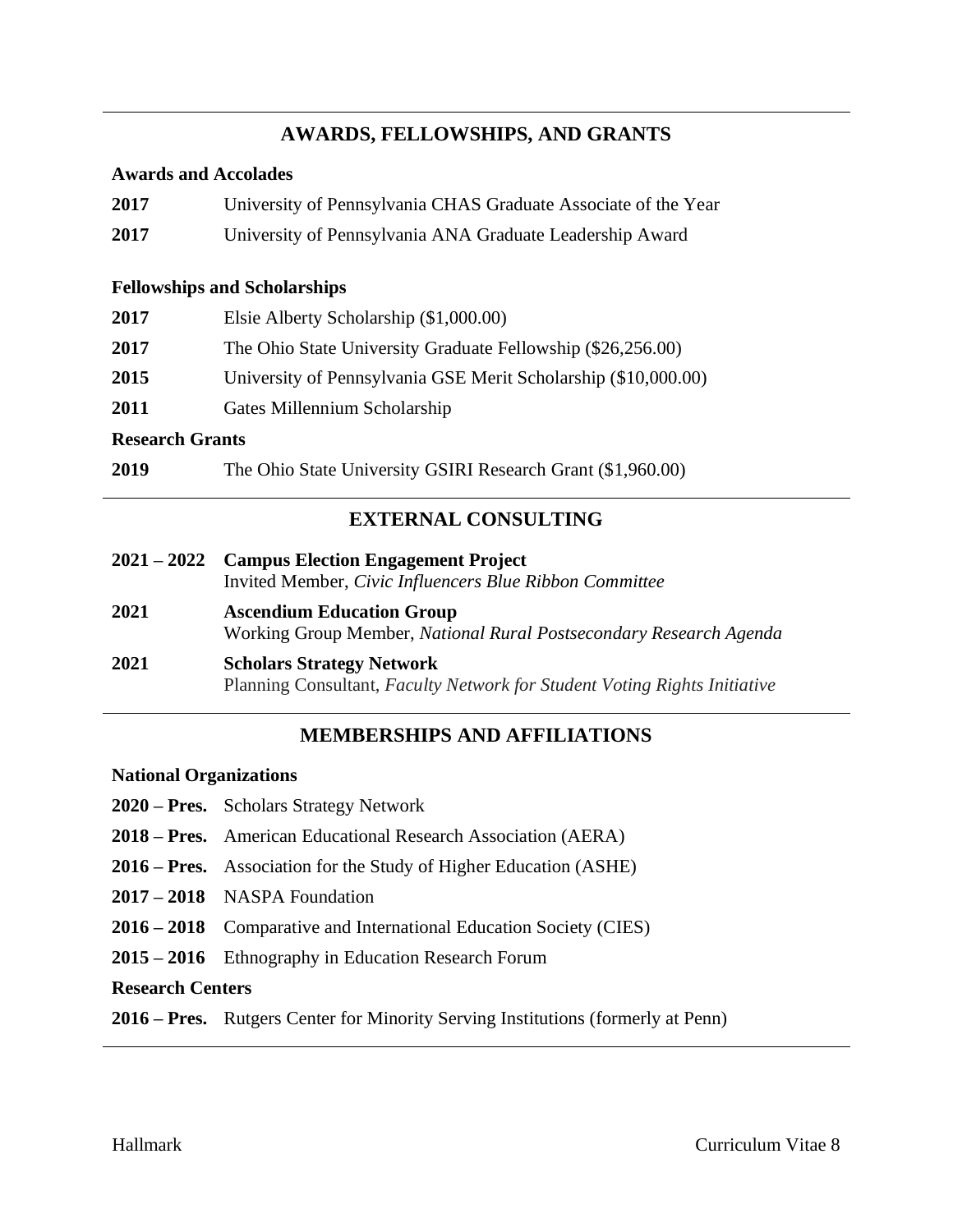## AWARDS, FELLOWSHIPS, AND GRANTS

### Awards and Accolades

**2017** University of Pennsylvania CHAS Graduate Associate of the Year

**2017** University of Pennsylvania ANA Graduate Leadership Award

### Fellowships and Scholarships

**2017** Elsie Alberty Scholarship ($1,000.00)

**2017** The Ohio State University Graduate Fellowship ($26,256.00)

**2015** University of Pennsylvania GSE Merit Scholarship ($10,000.00)

**2011** Gates Millennium Scholarship

### Research Grants

**2019** The Ohio State University GSIRI Research Grant ($1,960.00)

## EXTERNAL CONSULTING

**2021 – 2022** **Campus Election Engagement Project**
Invited Member, *Civic Influencers Blue Ribbon Committee*

**2021** **Ascendium Education Group**
Working Group Member, *National Rural Postsecondary Research Agenda*

**2021** **Scholars Strategy Network**
Planning Consultant, *Faculty Network for Student Voting Rights Initiative*

## MEMBERSHIPS AND AFFILIATIONS

### National Organizations

**2020 – Pres.** Scholars Strategy Network

**2018 – Pres.** American Educational Research Association (AERA)

**2016 – Pres.** Association for the Study of Higher Education (ASHE)

**2017 – 2018** NASPA Foundation

**2016 – 2018** Comparative and International Education Society (CIES)

**2015 – 2016** Ethnography in Education Research Forum

### Research Centers

**2016 – Pres.** Rutgers Center for Minority Serving Institutions (formerly at Penn)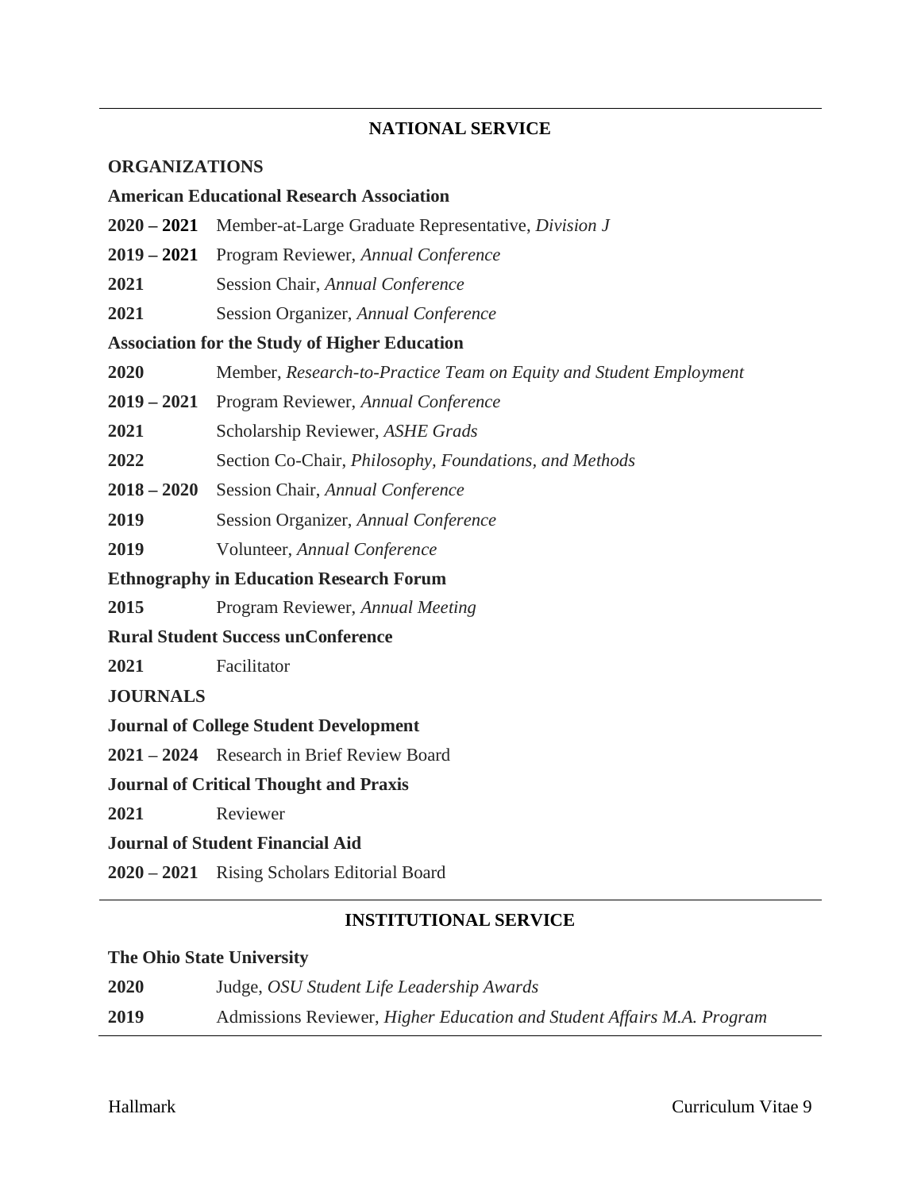## NATIONAL SERVICE

### ORGANIZATIONS

**American Educational Research Association**

**2020 – 2021** Member-at-Large Graduate Representative, *Division J*

**2019 – 2021** Program Reviewer, *Annual Conference*

**2021** Session Chair, *Annual Conference*

**2021** Session Organizer, *Annual Conference*

**Association for the Study of Higher Education**

**2020** Member, *Research-to-Practice Team on Equity and Student Employment*

**2019 – 2021** Program Reviewer, *Annual Conference*

**2021** Scholarship Reviewer, *ASHE Grads*

**2022** Section Co-Chair, *Philosophy, Foundations, and Methods*

**2018 – 2020** Session Chair, *Annual Conference*

**2019** Session Organizer, *Annual Conference*

**2019** Volunteer, *Annual Conference*

**Ethnography in Education Research Forum**

**2015** Program Reviewer, *Annual Meeting*

**Rural Student Success unConference**

**2021** Facilitator

### JOURNALS

**Journal of College Student Development**

**2021 – 2024** Research in Brief Review Board

**Journal of Critical Thought and Praxis**

**2021** Reviewer

**Journal of Student Financial Aid**

**2020 – 2021** Rising Scholars Editorial Board

## INSTITUTIONAL SERVICE

**The Ohio State University**

**2020** Judge, *OSU Student Life Leadership Awards*

**2019** Admissions Reviewer, *Higher Education and Student Affairs M.A. Program*